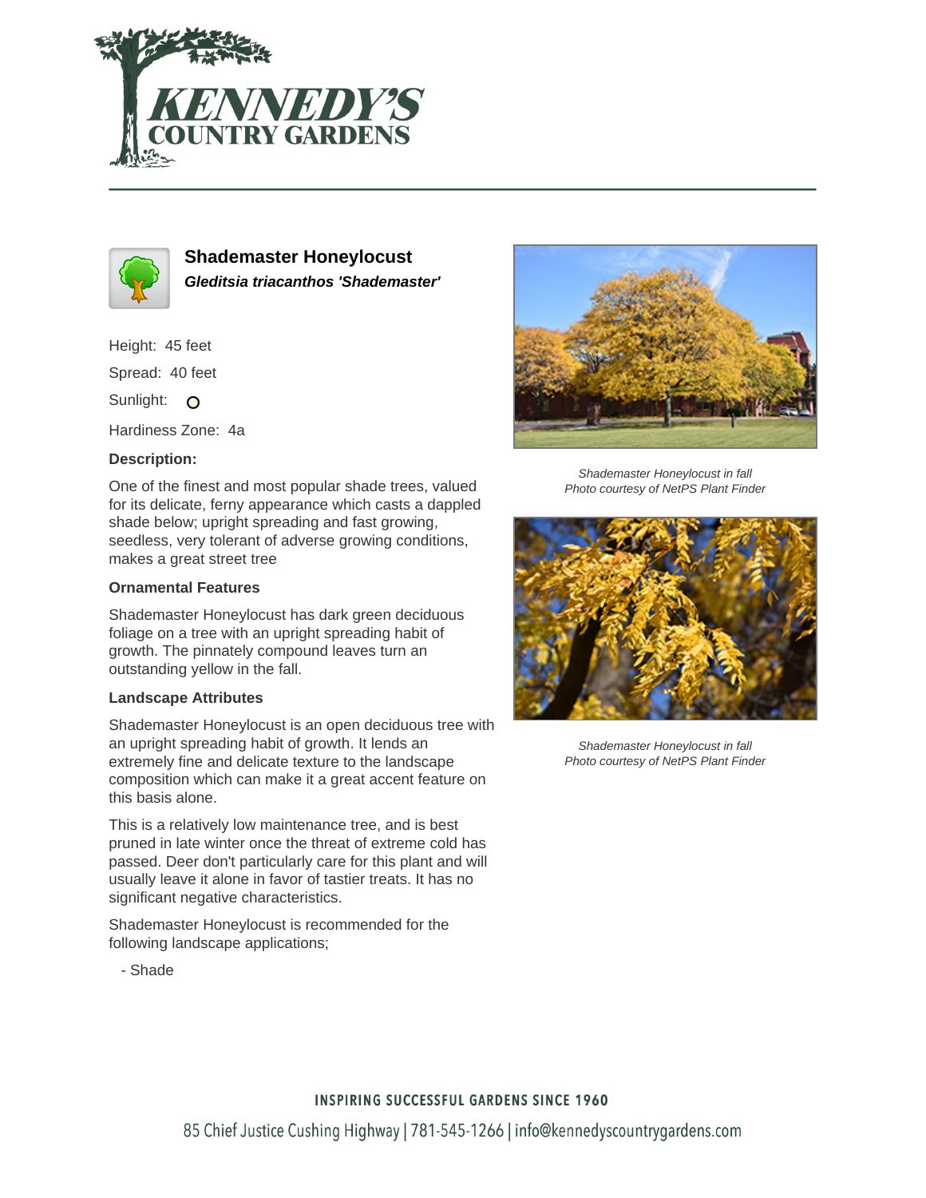# Shademaster Honeylocust

***Gleditsia triacanthos 'Shademaster'***

Height: 45 feet

Spread: 40 feet

Sunlight:

Hardiness Zone: 4a

### Description:

One of the finest and most popular shade trees, valued for its delicate, ferny appearance which casts a dappled shade below; upright spreading and fast growing, seedless, very tolerant of adverse growing conditions, makes a great street tree

### Ornamental Features

Shademaster Honeylocust has dark green deciduous foliage on a tree with an upright spreading habit of growth. The pinnately compound leaves turn an outstanding yellow in the fall.

### Landscape Attributes

Shademaster Honeylocust is an open deciduous tree with an upright spreading habit of growth. It lends an extremely fine and delicate texture to the landscape composition which can make it a great accent feature on this basis alone.

This is a relatively low maintenance tree, and is best pruned in late winter once the threat of extreme cold has passed. Deer don't particularly care for this plant and will usually leave it alone in favor of tastier treats. It has no significant negative characteristics.

Shademaster Honeylocust is recommended for the following landscape applications;

- Shade

*Shademaster Honeylocust in fall*
*Photo courtesy of NetPS Plant Finder*

*Shademaster Honeylocust in fall*
*Photo courtesy of NetPS Plant Finder*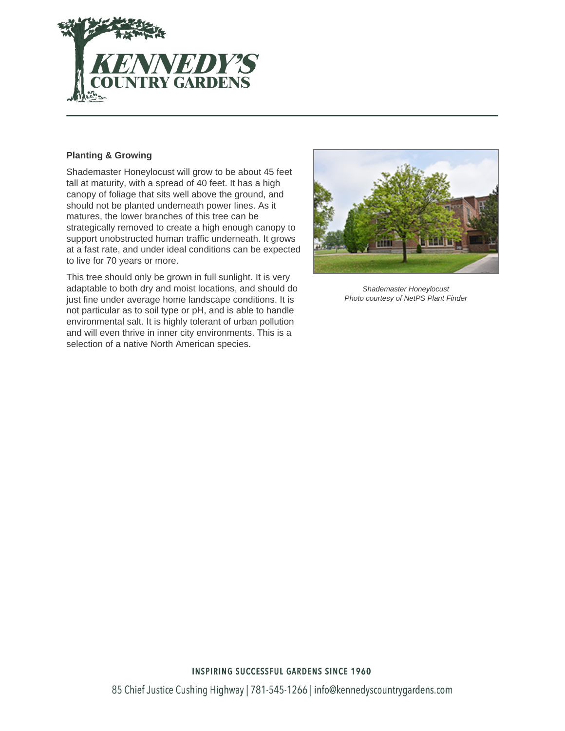**Planting & Growing**

Shademaster Honeylocust will grow to be about 45 feet tall at maturity, with a spread of 40 feet. It has a high canopy of foliage that sits well above the ground, and should not be planted underneath power lines. As it matures, the lower branches of this tree can be strategically removed to create a high enough canopy to support unobstructed human traffic underneath. It grows at a fast rate, and under ideal conditions can be expected to live for 70 years or more.

This tree should only be grown in full sunlight. It is very adaptable to both dry and moist locations, and should do just fine under average home landscape conditions. It is not particular as to soil type or pH, and is able to handle environmental salt. It is highly tolerant of urban pollution and will even thrive in inner city environments. This is a selection of a native North American species.

*Shademaster Honeylocust*
*Photo courtesy of NetPS Plant Finder*